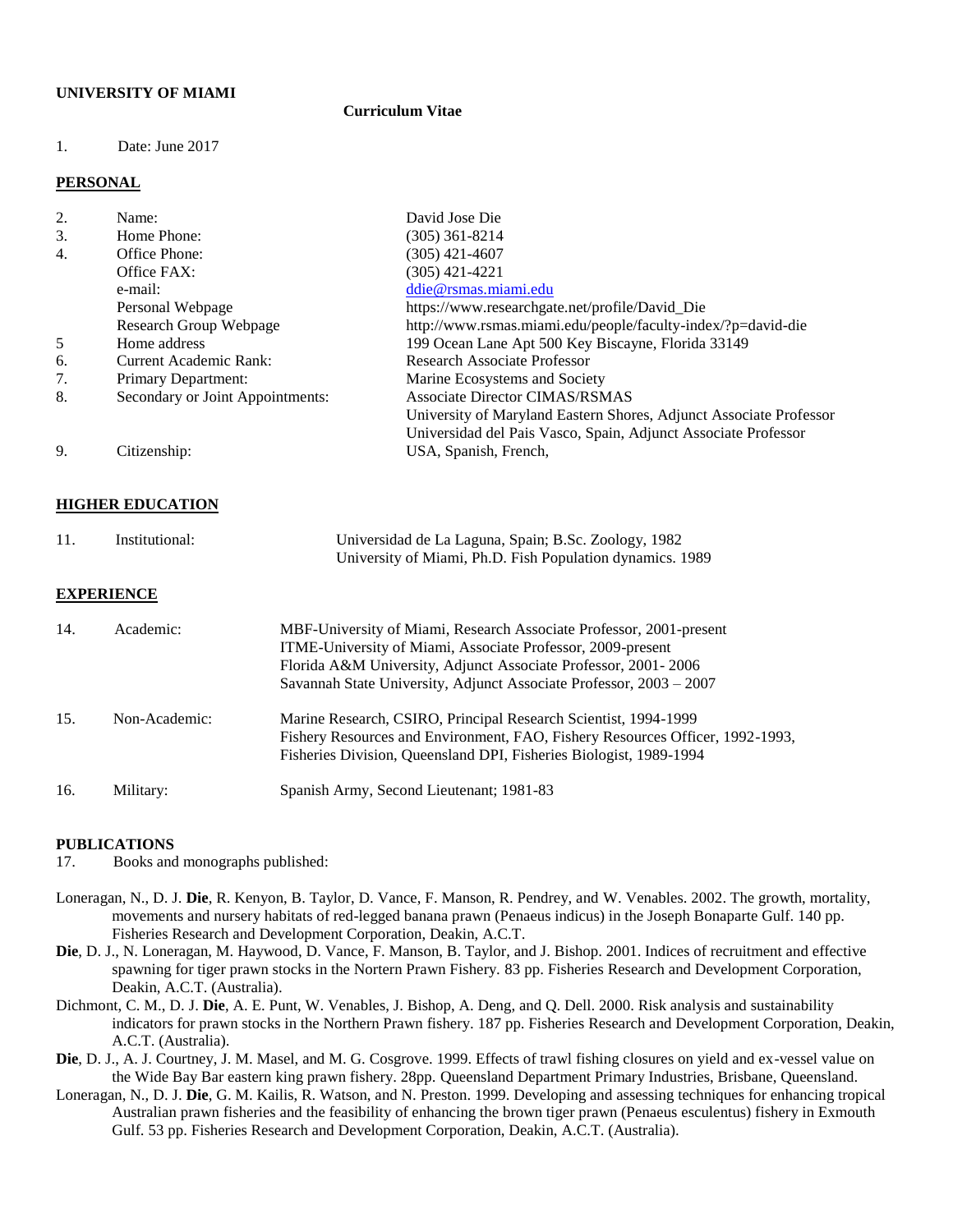**UNIVERSITY OF MIAMI**

**Curriculum Vitae**

1. Date: June 2017

## PERSONAL

| | | |
|---|---|---|
| 2. | Name: | David Jose Die |
| 3. | Home Phone: | (305) 361-8214 |
| 4. | Office Phone: | (305) 421-4607 |
| | Office FAX: | (305) 421-4221 |
| | e-mail: | ddie@rsmas.miami.edu |
| | Personal Webpage | https://www.researchgate.net/profile/David_Die |
| | Research Group Webpage | http://www.rsmas.miami.edu/people/faculty-index/?p=david-die |
| 5 | Home address | 199 Ocean Lane Apt 500 Key Biscayne, Florida 33149 |
| 6. | Current Academic Rank: | Research Associate Professor |
| 7. | Primary Department: | Marine Ecosystems and Society |
| 8. | Secondary or Joint Appointments: | Associate Director CIMAS/RSMAS<br>University of Maryland Eastern Shores, Adjunct Associate Professor<br>Universidad del Pais Vasco, Spain, Adjunct Associate Professor |
| 9. | Citizenship: | USA, Spanish, French, |

## HIGHER EDUCATION

| | | |
|---|---|---|
| 11. | Institutional: | Universidad de La Laguna, Spain; B.Sc. Zoology, 1982<br>University of Miami, Ph.D. Fish Population dynamics. 1989 |

## EXPERIENCE

| | | |
|---|---|---|
| 14. | Academic: | MBF-University of Miami, Research Associate Professor, 2001-present<br>ITME-University of Miami, Associate Professor, 2009-present<br>Florida A&M University, Adjunct Associate Professor, 2001- 2006<br>Savannah State University, Adjunct Associate Professor, 2003 – 2007 |
| 15. | Non-Academic: | Marine Research, CSIRO, Principal Research Scientist, 1994-1999<br>Fishery Resources and Environment, FAO, Fishery Resources Officer, 1992-1993,<br>Fisheries Division, Queensland DPI, Fisheries Biologist, 1989-1994 |
| 16. | Military: | Spanish Army, Second Lieutenant; 1981-83 |

## PUBLICATIONS

17. Books and monographs published:

Loneragan, N., D. J. **Die**, R. Kenyon, B. Taylor, D. Vance, F. Manson, R. Pendrey, and W. Venables. 2002. The growth, mortality, movements and nursery habitats of red-legged banana prawn (Penaeus indicus) in the Joseph Bonaparte Gulf. 140 pp. Fisheries Research and Development Corporation, Deakin, A.C.T.

**Die**, D. J., N. Loneragan, M. Haywood, D. Vance, F. Manson, B. Taylor, and J. Bishop. 2001. Indices of recruitment and effective spawning for tiger prawn stocks in the Nortern Prawn Fishery. 83 pp. Fisheries Research and Development Corporation, Deakin, A.C.T. (Australia).

Dichmont, C. M., D. J. **Die**, A. E. Punt, W. Venables, J. Bishop, A. Deng, and Q. Dell. 2000. Risk analysis and sustainability indicators for prawn stocks in the Northern Prawn fishery. 187 pp. Fisheries Research and Development Corporation, Deakin, A.C.T. (Australia).

**Die**, D. J., A. J. Courtney, J. M. Masel, and M. G. Cosgrove. 1999. Effects of trawl fishing closures on yield and ex-vessel value on the Wide Bay Bar eastern king prawn fishery. 28pp. Queensland Department Primary Industries, Brisbane, Queensland.

Loneragan, N., D. J. **Die**, G. M. Kailis, R. Watson, and N. Preston. 1999. Developing and assessing techniques for enhancing tropical Australian prawn fisheries and the feasibility of enhancing the brown tiger prawn (Penaeus esculentus) fishery in Exmouth Gulf. 53 pp. Fisheries Research and Development Corporation, Deakin, A.C.T. (Australia).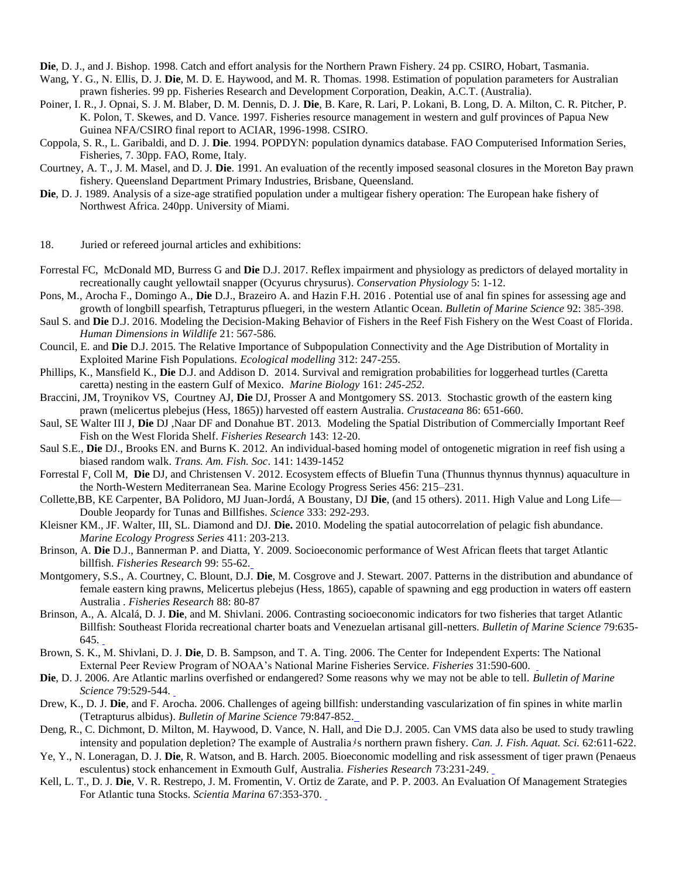**Die**, D. J., and J. Bishop. 1998. Catch and effort analysis for the Northern Prawn Fishery. 24 pp. CSIRO, Hobart, Tasmania.

Wang, Y. G., N. Ellis, D. J. **Die**, M. D. E. Haywood, and M. R. Thomas. 1998. Estimation of population parameters for Australian prawn fisheries. 99 pp. Fisheries Research and Development Corporation, Deakin, A.C.T. (Australia).

Poiner, I. R., J. Opnai, S. J. M. Blaber, D. M. Dennis, D. J. **Die**, B. Kare, R. Lari, P. Lokani, B. Long, D. A. Milton, C. R. Pitcher, P. K. Polon, T. Skewes, and D. Vance. 1997. Fisheries resource management in western and gulf provinces of Papua New Guinea NFA/CSIRO final report to ACIAR, 1996-1998. CSIRO.

Coppola, S. R., L. Garibaldi, and D. J. **Die**. 1994. POPDYN: population dynamics database. FAO Computerised Information Series, Fisheries, 7. 30pp. FAO, Rome, Italy.

Courtney, A. T., J. M. Masel, and D. J. **Die**. 1991. An evaluation of the recently imposed seasonal closures in the Moreton Bay prawn fishery. Queensland Department Primary Industries, Brisbane, Queensland.

**Die**, D. J. 1989. Analysis of a size-age stratified population under a multigear fishery operation: The European hake fishery of Northwest Africa. 240pp. University of Miami.

18. Juried or refereed journal articles and exhibitions:

Forrestal FC, McDonald MD, Burress G and **Die** D.J. 2017. Reflex impairment and physiology as predictors of delayed mortality in recreationally caught yellowtail snapper (Ocyurus chrysurus). *Conservation Physiology* 5: 1-12.

Pons, M., Arocha F., Domingo A., **Die** D.J., Brazeiro A. and Hazin F.H. 2016 . Potential use of anal fin spines for assessing age and growth of longbill spearfish, Tetrapturus pfluegeri, in the western Atlantic Ocean. *Bulletin of Marine Science* 92: 385-398.

Saul S. and **Die** D.J. 2016. Modeling the Decision-Making Behavior of Fishers in the Reef Fish Fishery on the West Coast of Florida. *Human Dimensions in Wildlife* 21: 567-586.

Council, E. and **Die** D.J. 2015. The Relative Importance of Subpopulation Connectivity and the Age Distribution of Mortality in Exploited Marine Fish Populations. *Ecological modelling* 312: 247-255.

Phillips, K., Mansfield K., **Die** D.J. and Addison D. 2014. Survival and remigration probabilities for loggerhead turtles (Caretta caretta) nesting in the eastern Gulf of Mexico. *Marine Biology* 161: *245-252*.

Braccini, JM, Troynikov VS, Courtney AJ, **Die** DJ, Prosser A and Montgomery SS. 2013. Stochastic growth of the eastern king prawn (melicertus plebejus (Hess, 1865)) harvested off eastern Australia. *Crustaceana* 86: 651-660.

Saul, SE Walter III J, **Die** DJ ,Naar DF and Donahue BT. 2013. Modeling the Spatial Distribution of Commercially Important Reef Fish on the West Florida Shelf. *Fisheries Research* 143: 12-20.

Saul S.E., **Die** DJ., Brooks EN. and Burns K. 2012. An individual-based homing model of ontogenetic migration in reef fish using a biased random walk. *Trans. Am. Fish. Soc*. 141: 1439-1452

Forrestal F, Coll M, **Die** DJ, and Christensen V. 2012. Ecosystem effects of Bluefin Tuna (Thunnus thynnus thynnus) aquaculture in the North-Western Mediterranean Sea. Marine Ecology Progress Series 456: 215–231.

Collette,BB, KE Carpenter, BA Polidoro, MJ Juan-Jordá, A Boustany, DJ **Die**, (and 15 others). 2011. High Value and Long Life—Double Jeopardy for Tunas and Billfishes. *Science* 333: 292-293.

Kleisner KM., JF. Walter, III, SL. Diamond and DJ. **Die.** 2010. Modeling the spatial autocorrelation of pelagic fish abundance. *Marine Ecology Progress Series* 411: 203-213.

Brinson, A. **Die** D.J., Bannerman P. and Diatta, Y. 2009. Socioeconomic performance of West African fleets that target Atlantic billfish. *Fisheries Research* 99: 55-62.

Montgomery, S.S., A. Courtney, C. Blount, D.J. **Die**, M. Cosgrove and J. Stewart. 2007. Patterns in the distribution and abundance of female eastern king prawns, Melicertus plebejus (Hess, 1865), capable of spawning and egg production in waters off eastern Australia . *Fisheries Research* 88: 80-87

Brinson, A., A. Alcalá, D. J. **Die**, and M. Shivlani. 2006. Contrasting socioeconomic indicators for two fisheries that target Atlantic Billfish: Southeast Florida recreational charter boats and Venezuelan artisanal gill-netters. *Bulletin of Marine Science* 79:635-645.

Brown, S. K., M. Shivlani, D. J. **Die**, D. B. Sampson, and T. A. Ting. 2006. The Center for Independent Experts: The National External Peer Review Program of NOAA's National Marine Fisheries Service. *Fisheries* 31:590-600.

**Die**, D. J. 2006. Are Atlantic marlins overfished or endangered? Some reasons why we may not be able to tell. *Bulletin of Marine Science* 79:529-544.

Drew, K., D. J. **Die**, and F. Arocha. 2006. Challenges of ageing billfish: understanding vascularization of fin spines in white marlin (Tetrapturus albidus). *Bulletin of Marine Science* 79:847-852.

Deng, R., C. Dichmont, D. Milton, M. Haywood, D. Vance, N. Hall, and Die D.J. 2005. Can VMS data also be used to study trawling intensity and population depletion? The example of Australia's northern prawn fishery. *Can. J. Fish. Aquat. Sci.* 62:611-622.

Ye, Y., N. Loneragan, D. J. **Die**, R. Watson, and B. Harch. 2005. Bioeconomic modelling and risk assessment of tiger prawn (Penaeus esculentus) stock enhancement in Exmouth Gulf, Australia. *Fisheries Research* 73:231-249.

Kell, L. T., D. J. **Die**, V. R. Restrepo, J. M. Fromentin, V. Ortiz de Zarate, and P. P. 2003. An Evaluation Of Management Strategies For Atlantic tuna Stocks. *Scientia Marina* 67:353-370.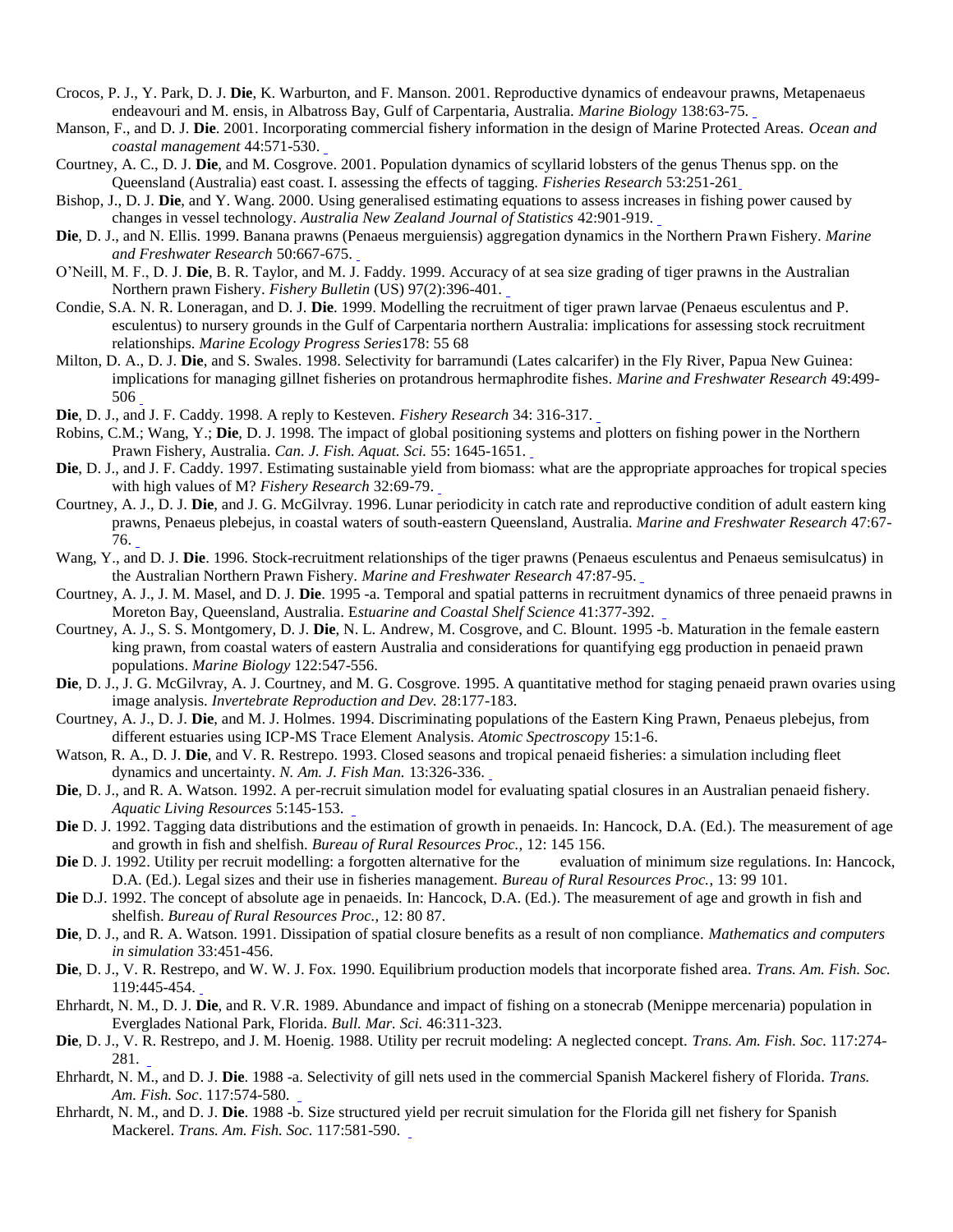Crocos, P. J., Y. Park, D. J. **Die**, K. Warburton, and F. Manson. 2001. Reproductive dynamics of endeavour prawns, Metapenaeus endeavouri and M. ensis, in Albatross Bay, Gulf of Carpentaria, Australia. *Marine Biology* 138:63-75.

Manson, F., and D. J. **Die**. 2001. Incorporating commercial fishery information in the design of Marine Protected Areas. *Ocean and coastal management* 44:571-530.

Courtney, A. C., D. J. **Die**, and M. Cosgrove. 2001. Population dynamics of scyllarid lobsters of the genus Thenus spp. on the Queensland (Australia) east coast. I. assessing the effects of tagging. *Fisheries Research* 53:251-261

Bishop, J., D. J. **Die**, and Y. Wang. 2000. Using generalised estimating equations to assess increases in fishing power caused by changes in vessel technology. *Australia New Zealand Journal of Statistics* 42:901-919.

**Die**, D. J., and N. Ellis. 1999. Banana prawns (Penaeus merguiensis) aggregation dynamics in the Northern Prawn Fishery. *Marine and Freshwater Research* 50:667-675.

O'Neill, M. F., D. J. **Die**, B. R. Taylor, and M. J. Faddy. 1999. Accuracy of at sea size grading of tiger prawns in the Australian Northern prawn Fishery. *Fishery Bulletin* (US) 97(2):396-401.

Condie, S.A. N. R. Loneragan, and D. J. **Die**. 1999. Modelling the recruitment of tiger prawn larvae (Penaeus esculentus and P. esculentus) to nursery grounds in the Gulf of Carpentaria northern Australia: implications for assessing stock recruitment relationships. *Marine Ecology Progress Series*178: 55 68

Milton, D. A., D. J. **Die**, and S. Swales. 1998. Selectivity for barramundi (Lates calcarifer) in the Fly River, Papua New Guinea: implications for managing gillnet fisheries on protandrous hermaphrodite fishes. *Marine and Freshwater Research* 49:499-506

**Die**, D. J., and J. F. Caddy. 1998. A reply to Kesteven. *Fishery Research* 34: 316-317.

Robins, C.M.; Wang, Y.; **Die**, D. J. 1998. The impact of global positioning systems and plotters on fishing power in the Northern Prawn Fishery, Australia. *Can. J. Fish. Aquat. Sci.* 55: 1645-1651.

**Die**, D. J., and J. F. Caddy. 1997. Estimating sustainable yield from biomass: what are the appropriate approaches for tropical species with high values of M? *Fishery Research* 32:69-79.

Courtney, A. J., D. J. **Die**, and J. G. McGilvray. 1996. Lunar periodicity in catch rate and reproductive condition of adult eastern king prawns, Penaeus plebejus, in coastal waters of south-eastern Queensland, Australia. *Marine and Freshwater Research* 47:67-76.

Wang, Y., and D. J. **Die**. 1996. Stock-recruitment relationships of the tiger prawns (Penaeus esculentus and Penaeus semisulcatus) in the Australian Northern Prawn Fishery. *Marine and Freshwater Research* 47:87-95.

Courtney, A. J., J. M. Masel, and D. J. **Die**. 1995 -a. Temporal and spatial patterns in recruitment dynamics of three penaeid prawns in Moreton Bay, Queensland, Australia. *Estuarine and Coastal Shelf Science* 41:377-392.

Courtney, A. J., S. S. Montgomery, D. J. **Die**, N. L. Andrew, M. Cosgrove, and C. Blount. 1995 -b. Maturation in the female eastern king prawn, from coastal waters of eastern Australia and considerations for quantifying egg production in penaeid prawn populations. *Marine Biology* 122:547-556.

**Die**, D. J., J. G. McGilvray, A. J. Courtney, and M. G. Cosgrove. 1995. A quantitative method for staging penaeid prawn ovaries using image analysis. *Invertebrate Reproduction and Dev.* 28:177-183.

Courtney, A. J., D. J. **Die**, and M. J. Holmes. 1994. Discriminating populations of the Eastern King Prawn, Penaeus plebejus, from different estuaries using ICP-MS Trace Element Analysis. *Atomic Spectroscopy* 15:1-6.

Watson, R. A., D. J. **Die**, and V. R. Restrepo. 1993. Closed seasons and tropical penaeid fisheries: a simulation including fleet dynamics and uncertainty. *N. Am. J. Fish Man.* 13:326-336.

**Die**, D. J., and R. A. Watson. 1992. A per-recruit simulation model for evaluating spatial closures in an Australian penaeid fishery. *Aquatic Living Resources* 5:145-153.

**Die** D. J. 1992. Tagging data distributions and the estimation of growth in penaeids. In: Hancock, D.A. (Ed.). The measurement of age and growth in fish and shelfish. *Bureau of Rural Resources Proc.*, 12: 145 156.

**Die** D. J. 1992. Utility per recruit modelling: a forgotten alternative for the evaluation of minimum size regulations. In: Hancock, D.A. (Ed.). Legal sizes and their use in fisheries management. *Bureau of Rural Resources Proc.*, 13: 99 101.

**Die** D.J. 1992. The concept of absolute age in penaeids. In: Hancock, D.A. (Ed.). The measurement of age and growth in fish and shelfish. *Bureau of Rural Resources Proc.*, 12: 80 87.

**Die**, D. J., and R. A. Watson. 1991. Dissipation of spatial closure benefits as a result of non compliance. *Mathematics and computers in simulation* 33:451-456.

**Die**, D. J., V. R. Restrepo, and W. W. J. Fox. 1990. Equilibrium production models that incorporate fished area. *Trans. Am. Fish. Soc.* 119:445-454.

Ehrhardt, N. M., D. J. **Die**, and R. V.R. 1989. Abundance and impact of fishing on a stonecrab (Menippe mercenaria) population in Everglades National Park, Florida. *Bull. Mar. Sci.* 46:311-323.

**Die**, D. J., V. R. Restrepo, and J. M. Hoenig. 1988. Utility per recruit modeling: A neglected concept. *Trans. Am. Fish. Soc.* 117:274-281.

Ehrhardt, N. M., and D. J. **Die**. 1988 -a. Selectivity of gill nets used in the commercial Spanish Mackerel fishery of Florida. *Trans. Am. Fish. Soc*. 117:574-580.

Ehrhardt, N. M., and D. J. **Die**. 1988 -b. Size structured yield per recruit simulation for the Florida gill net fishery for Spanish Mackerel. *Trans. Am. Fish. Soc.* 117:581-590.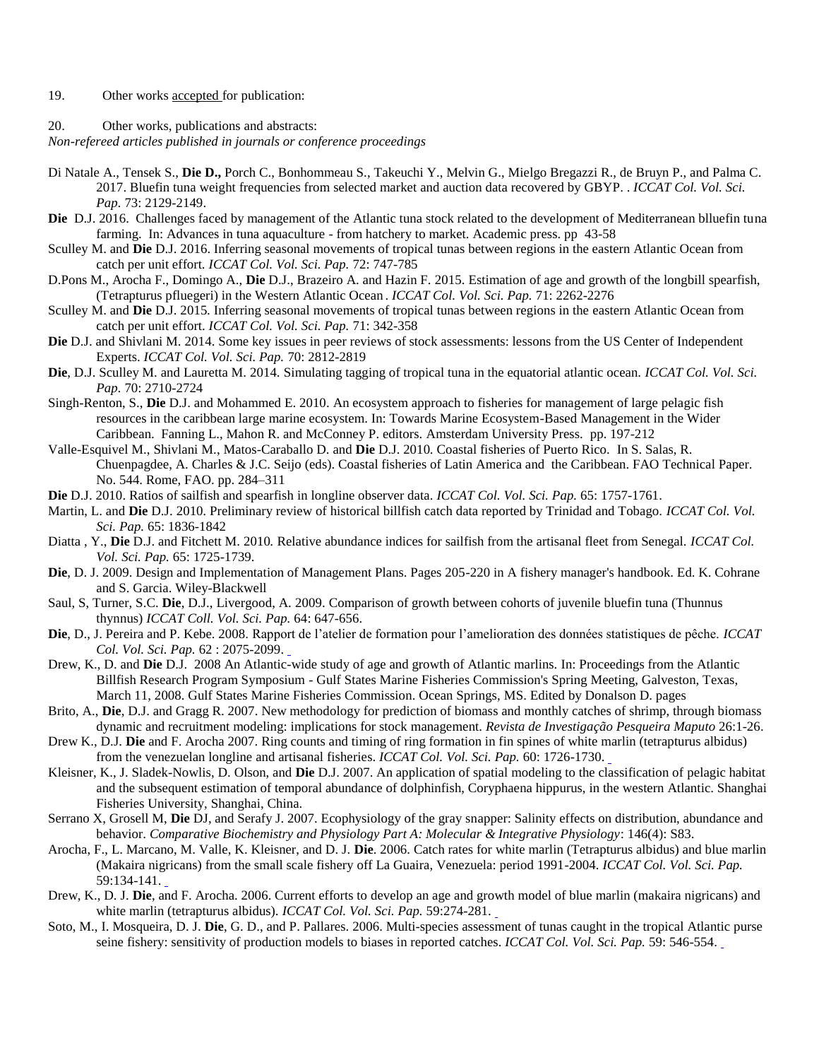19. Other works accepted for publication:

20. Other works, publications and abstracts:

*Non-refereed articles published in journals or conference proceedings*

Di Natale A., Tensek S., **Die D.,** Porch C., Bonhommeau S., Takeuchi Y., Melvin G., Mielgo Bregazzi R., de Bruyn P., and Palma C. 2017. Bluefin tuna weight frequencies from selected market and auction data recovered by GBYP. . *ICCAT Col. Vol. Sci. Pap.* 73: 2129-2149.

**Die** D.J. 2016. Challenges faced by management of the Atlantic tuna stock related to the development of Mediterranean blluefin tuna farming. In: Advances in tuna aquaculture - from hatchery to market. Academic press. pp 43-58

Sculley M. and **Die** D.J. 2016. Inferring seasonal movements of tropical tunas between regions in the eastern Atlantic Ocean from catch per unit effort. *ICCAT Col. Vol. Sci. Pap.* 72: 747-785

D.Pons M., Arocha F., Domingo A., **Die** D.J., Brazeiro A. and Hazin F. 2015. Estimation of age and growth of the longbill spearfish, (Tetrapturus pfluegeri) in the Western Atlantic Ocean. *ICCAT Col. Vol. Sci. Pap.* 71: 2262-2276

Sculley M. and **Die** D.J. 2015. Inferring seasonal movements of tropical tunas between regions in the eastern Atlantic Ocean from catch per unit effort. *ICCAT Col. Vol. Sci. Pap.* 71: 342-358

**Die** D.J. and Shivlani M. 2014. Some key issues in peer reviews of stock assessments: lessons from the US Center of Independent Experts. *ICCAT Col. Vol. Sci. Pap.* 70: 2812-2819

**Die**, D.J. Sculley M. and Lauretta M. 2014. Simulating tagging of tropical tuna in the equatorial atlantic ocean. *ICCAT Col. Vol. Sci. Pap.* 70: 2710-2724

Singh-Renton, S., **Die** D.J. and Mohammed E. 2010. An ecosystem approach to fisheries for management of large pelagic fish resources in the caribbean large marine ecosystem. In: Towards Marine Ecosystem-Based Management in the Wider Caribbean. Fanning L., Mahon R. and McConney P. editors. Amsterdam University Press. pp. 197-212

Valle-Esquivel M., Shivlani M., Matos-Caraballo D. and **Die** D.J. 2010. Coastal fisheries of Puerto Rico. In S. Salas, R. Chuenpagdee, A. Charles & J.C. Seijo (eds). Coastal fisheries of Latin America and the Caribbean. FAO Technical Paper. No. 544. Rome, FAO. pp. 284–311

**Die** D.J. 2010. Ratios of sailfish and spearfish in longline observer data. *ICCAT Col. Vol. Sci. Pap.* 65: 1757-1761.

Martin, L. and **Die** D.J. 2010. Preliminary review of historical billfish catch data reported by Trinidad and Tobago. *ICCAT Col. Vol. Sci. Pap.* 65: 1836-1842

Diatta , Y., **Die** D.J. and Fitchett M. 2010. Relative abundance indices for sailfish from the artisanal fleet from Senegal. *ICCAT Col. Vol. Sci. Pap.* 65: 1725-1739.

**Die**, D. J. 2009. Design and Implementation of Management Plans. Pages 205-220 in A fishery manager's handbook. Ed. K. Cohrane and S. Garcia. Wiley-Blackwell

Saul, S, Turner, S.C. **Die**, D.J., Livergood, A. 2009. Comparison of growth between cohorts of juvenile bluefin tuna (Thunnus thynnus) *ICCAT Coll. Vol. Sci. Pap.* 64: 647-656.

**Die**, D., J. Pereira and P. Kebe. 2008. Rapport de l'atelier de formation pour l'amelioration des données statistiques de pêche. *ICCAT Col. Vol. Sci. Pap.* 62 : 2075-2099.

Drew, K., D. and **Die** D.J. 2008 An Atlantic-wide study of age and growth of Atlantic marlins. In: Proceedings from the Atlantic Billfish Research Program Symposium - Gulf States Marine Fisheries Commission's Spring Meeting, Galveston, Texas, March 11, 2008. Gulf States Marine Fisheries Commission. Ocean Springs, MS. Edited by Donalson D. pages

Brito, A., **Die**, D.J. and Gragg R. 2007. New methodology for prediction of biomass and monthly catches of shrimp, through biomass dynamic and recruitment modeling: implications for stock management. *Revista de Investigação Pesqueira Maputo* 26:1-26.

Drew K., D.J. **Die** and F. Arocha 2007. Ring counts and timing of ring formation in fin spines of white marlin (tetrapturus albidus) from the venezuelan longline and artisanal fisheries. *ICCAT Col. Vol. Sci. Pap.* 60: 1726-1730.

Kleisner, K., J. Sladek-Nowlis, D. Olson, and **Die** D.J. 2007. An application of spatial modeling to the classification of pelagic habitat and the subsequent estimation of temporal abundance of dolphinfish, Coryphaena hippurus, in the western Atlantic. Shanghai Fisheries University, Shanghai, China.

Serrano X, Grosell M, **Die** DJ, and Serafy J. 2007. Ecophysiology of the gray snapper: Salinity effects on distribution, abundance and behavior. *Comparative Biochemistry and Physiology Part A: Molecular & Integrative Physiology*: 146(4): S83.

Arocha, F., L. Marcano, M. Valle, K. Kleisner, and D. J. **Die**. 2006. Catch rates for white marlin (Tetrapturus albidus) and blue marlin (Makaira nigricans) from the small scale fishery off La Guaira, Venezuela: period 1991-2004. *ICCAT Col. Vol. Sci. Pap.* 59:134-141.

Drew, K., D. J. **Die**, and F. Arocha. 2006. Current efforts to develop an age and growth model of blue marlin (makaira nigricans) and white marlin (tetrapturus albidus). *ICCAT Col. Vol. Sci. Pap.* 59:274-281.

Soto, M., I. Mosqueira, D. J. **Die**, G. D., and P. Pallares. 2006. Multi-species assessment of tunas caught in the tropical Atlantic purse seine fishery: sensitivity of production models to biases in reported catches. *ICCAT Col. Vol. Sci. Pap.* 59: 546-554.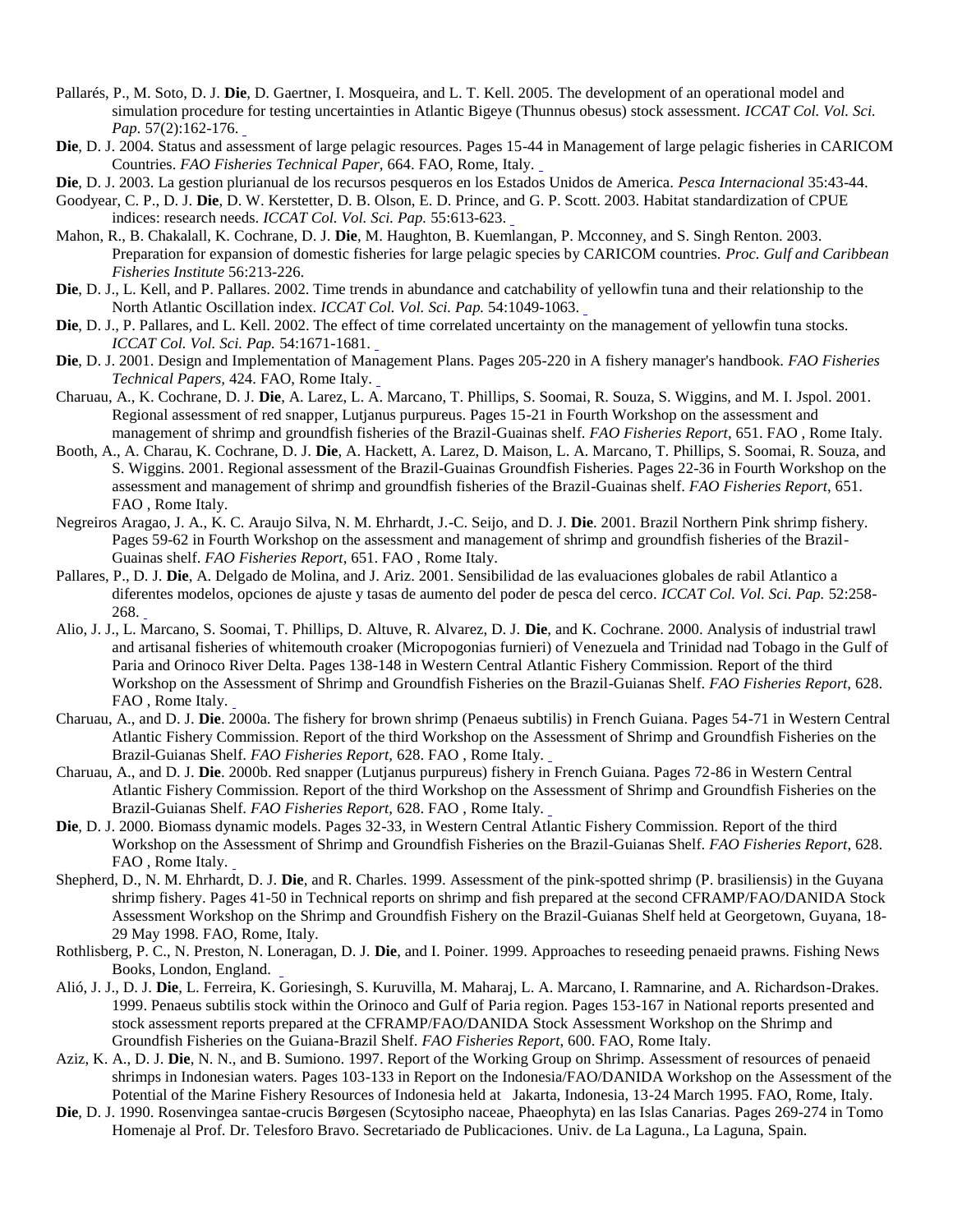Pallarés, P., M. Soto, D. J. **Die**, D. Gaertner, I. Mosqueira, and L. T. Kell. 2005. The development of an operational model and simulation procedure for testing uncertainties in Atlantic Bigeye (Thunnus obesus) stock assessment. *ICCAT Col. Vol. Sci. Pap*. 57(2):162-176.

**Die**, D. J. 2004. Status and assessment of large pelagic resources. Pages 15-44 in Management of large pelagic fisheries in CARICOM Countries. *FAO Fisheries Technical Paper*, 664. FAO, Rome, Italy.

**Die**, D. J. 2003. La gestion plurianual de los recursos pesqueros en los Estados Unidos de America. *Pesca Internacional* 35:43-44.

Goodyear, C. P., D. J. **Die**, D. W. Kerstetter, D. B. Olson, E. D. Prince, and G. P. Scott. 2003. Habitat standardization of CPUE indices: research needs. *ICCAT Col. Vol. Sci. Pap.* 55:613-623.

Mahon, R., B. Chakalall, K. Cochrane, D. J. **Die**, M. Haughton, B. Kuemlangan, P. Mcconney, and S. Singh Renton. 2003. Preparation for expansion of domestic fisheries for large pelagic species by CARICOM countries. *Proc. Gulf and Caribbean Fisheries Institute* 56:213-226.

**Die**, D. J., L. Kell, and P. Pallares. 2002. Time trends in abundance and catchability of yellowfin tuna and their relationship to the North Atlantic Oscillation index. *ICCAT Col. Vol. Sci. Pap.* 54:1049-1063.

**Die**, D. J., P. Pallares, and L. Kell. 2002. The effect of time correlated uncertainty on the management of yellowfin tuna stocks. *ICCAT Col. Vol. Sci. Pap.* 54:1671-1681.

**Die**, D. J. 2001. Design and Implementation of Management Plans. Pages 205-220 in A fishery manager's handbook. *FAO Fisheries Technical Papers*, 424. FAO, Rome Italy.

Charuau, A., K. Cochrane, D. J. **Die**, A. Larez, L. A. Marcano, T. Phillips, S. Soomai, R. Souza, S. Wiggins, and M. I. Jspol. 2001. Regional assessment of red snapper, Lutjanus purpureus. Pages 15-21 in Fourth Workshop on the assessment and management of shrimp and groundfish fisheries of the Brazil-Guainas shelf. *FAO Fisheries Report*, 651. FAO , Rome Italy.

Booth, A., A. Charau, K. Cochrane, D. J. **Die**, A. Hackett, A. Larez, D. Maison, L. A. Marcano, T. Phillips, S. Soomai, R. Souza, and S. Wiggins. 2001. Regional assessment of the Brazil-Guainas Groundfish Fisheries. Pages 22-36 in Fourth Workshop on the assessment and management of shrimp and groundfish fisheries of the Brazil-Guainas shelf. *FAO Fisheries Report*, 651. FAO , Rome Italy.

Negreiros Aragao, J. A., K. C. Araujo Silva, N. M. Ehrhardt, J.-C. Seijo, and D. J. **Die**. 2001. Brazil Northern Pink shrimp fishery. Pages 59-62 in Fourth Workshop on the assessment and management of shrimp and groundfish fisheries of the Brazil-Guainas shelf. *FAO Fisheries Report*, 651. FAO , Rome Italy.

Pallares, P., D. J. **Die**, A. Delgado de Molina, and J. Ariz. 2001. Sensibilidad de las evaluaciones globales de rabil Atlantico a diferentes modelos, opciones de ajuste y tasas de aumento del poder de pesca del cerco. *ICCAT Col. Vol. Sci. Pap.* 52:258-268.

Alio, J. J., L. Marcano, S. Soomai, T. Phillips, D. Altuve, R. Alvarez, D. J. **Die**, and K. Cochrane. 2000. Analysis of industrial trawl and artisanal fisheries of whitemouth croaker (Micropogonias furnieri) of Venezuela and Trinidad nad Tobago in the Gulf of Paria and Orinoco River Delta. Pages 138-148 in Western Central Atlantic Fishery Commission. Report of the third Workshop on the Assessment of Shrimp and Groundfish Fisheries on the Brazil-Guianas Shelf. *FAO Fisheries Report*, 628. FAO , Rome Italy.

Charuau, A., and D. J. **Die**. 2000a. The fishery for brown shrimp (Penaeus subtilis) in French Guiana. Pages 54-71 in Western Central Atlantic Fishery Commission. Report of the third Workshop on the Assessment of Shrimp and Groundfish Fisheries on the Brazil-Guianas Shelf. *FAO Fisheries Report*, 628. FAO , Rome Italy.

Charuau, A., and D. J. **Die**. 2000b. Red snapper (Lutjanus purpureus) fishery in French Guiana. Pages 72-86 in Western Central Atlantic Fishery Commission. Report of the third Workshop on the Assessment of Shrimp and Groundfish Fisheries on the Brazil-Guianas Shelf. *FAO Fisheries Report*, 628. FAO , Rome Italy.

**Die**, D. J. 2000. Biomass dynamic models. Pages 32-33, in Western Central Atlantic Fishery Commission. Report of the third Workshop on the Assessment of Shrimp and Groundfish Fisheries on the Brazil-Guianas Shelf. *FAO Fisheries Report*, 628. FAO , Rome Italy.

Shepherd, D., N. M. Ehrhardt, D. J. **Die**, and R. Charles. 1999. Assessment of the pink-spotted shrimp (P. brasiliensis) in the Guyana shrimp fishery. Pages 41-50 in Technical reports on shrimp and fish prepared at the second CFRAMP/FAO/DANIDA Stock Assessment Workshop on the Shrimp and Groundfish Fishery on the Brazil-Guianas Shelf held at Georgetown, Guyana, 18-29 May 1998. FAO, Rome, Italy.

Rothlisberg, P. C., N. Preston, N. Loneragan, D. J. **Die**, and I. Poiner. 1999. Approaches to reseeding penaeid prawns. Fishing News Books, London, England.

Alió, J. J., D. J. **Die**, L. Ferreira, K. Goriesingh, S. Kuruvilla, M. Maharaj, L. A. Marcano, I. Ramnarine, and A. Richardson-Drakes. 1999. Penaeus subtilis stock within the Orinoco and Gulf of Paria region. Pages 153-167 in National reports presented and stock assessment reports prepared at the CFRAMP/FAO/DANIDA Stock Assessment Workshop on the Shrimp and Groundfish Fisheries on the Guiana-Brazil Shelf. *FAO Fisheries Report*, 600. FAO, Rome Italy.

Aziz, K. A., D. J. **Die**, N. N., and B. Sumiono. 1997. Report of the Working Group on Shrimp. Assessment of resources of penaeid shrimps in Indonesian waters. Pages 103-133 in Report on the Indonesia/FAO/DANIDA Workshop on the Assessment of the Potential of the Marine Fishery Resources of Indonesia held at Jakarta, Indonesia, 13-24 March 1995. FAO, Rome, Italy.

**Die**, D. J. 1990. Rosenvingea santae-crucis Børgesen (Scytosipho naceae, Phaeophyta) en las Islas Canarias. Pages 269-274 in Tomo Homenaje al Prof. Dr. Telesforo Bravo. Secretariado de Publicaciones. Univ. de La Laguna., La Laguna, Spain.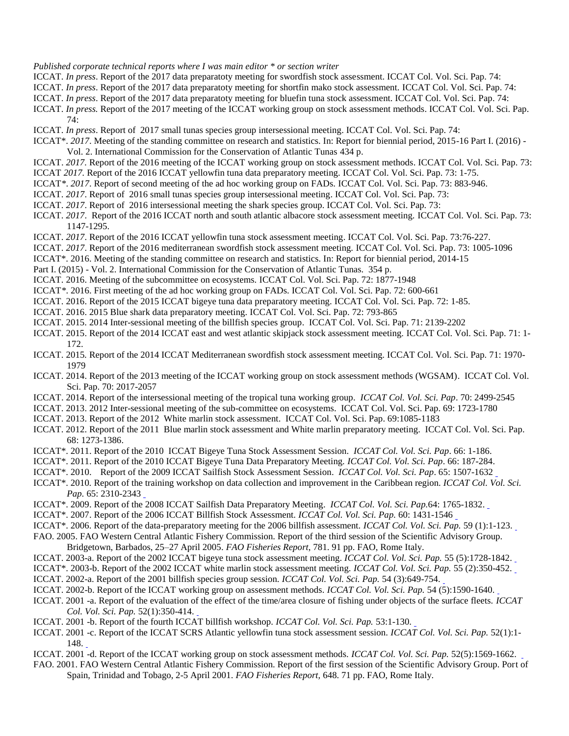*Published corporate technical reports where I was main editor * or section writer*

ICCAT. *In press*. Report of the 2017 data preparatoty meeting for swordfish stock assessment. ICCAT Col. Vol. Sci. Pap. 74:

ICCAT. *In press*. Report of the 2017 data preparatoty meeting for shortfin mako stock assessment. ICCAT Col. Vol. Sci. Pap. 74:

ICCAT. *In press*. Report of the 2017 data preparatoty meeting for bluefin tuna stock assessment. ICCAT Col. Vol. Sci. Pap. 74:

ICCAT. *In press.* Report of the 2017 meeting of the ICCAT working group on stock assessment methods. ICCAT Col. Vol. Sci. Pap. 74:

ICCAT. *In press*. Report of 2017 small tunas species group intersessional meeting. ICCAT Col. Vol. Sci. Pap. 74:

ICCAT*. *2017*. Meeting of the standing committee on research and statistics. In: Report for biennial period, 2015-16 Part I. (2016) - Vol. 2. International Commission for the Conservation of Atlantic Tunas 434 p.

ICCAT. *2017.* Report of the 2016 meeting of the ICCAT working group on stock assessment methods. ICCAT Col. Vol. Sci. Pap. 73:

ICCAT *2017.* Report of the 2016 ICCAT yellowfin tuna data preparatory meeting. ICCAT Col. Vol. Sci. Pap. 73: 1-75.

ICCAT*. *2017*. Report of second meeting of the ad hoc working group on FADs. ICCAT Col. Vol. Sci. Pap. 73: 883-946.

ICCAT. *2017*. Report of 2016 small tunas species group intersessional meeting. ICCAT Col. Vol. Sci. Pap. 73:

ICCAT. *2017*. Report of 2016 intersessional meeting the shark species group. ICCAT Col. Vol. Sci. Pap. 73:

ICCAT. *2017*. Report of the 2016 ICCAT north and south atlantic albacore stock assessment meeting. ICCAT Col. Vol. Sci. Pap. 73: 1147-1295.

ICCAT. *2017*. Report of the 2016 ICCAT yellowfin tuna stock assessment meeting. ICCAT Col. Vol. Sci. Pap. 73:76-227.

ICCAT. *2017*. Report of the 2016 mediterranean swordfish stock assessment meeting. ICCAT Col. Vol. Sci. Pap. 73: 1005-1096

ICCAT*. 2016. Meeting of the standing committee on research and statistics. In: Report for biennial period, 2014-15 Part I. (2015) - Vol. 2. International Commission for the Conservation of Atlantic Tunas. 354 p.

ICCAT. 2016. Meeting of the subcommittee on ecosystems. ICCAT Col. Vol. Sci. Pap. 72: 1877-1948

ICCAT*. 2016. First meeting of the ad hoc working group on FADs. ICCAT Col. Vol. Sci. Pap. 72: 600-661

ICCAT. 2016. Report of the 2015 ICCAT bigeye tuna data preparatory meeting. ICCAT Col. Vol. Sci. Pap. 72: 1-85.

ICCAT. 2016. 2015 Blue shark data preparatory meeting. ICCAT Col. Vol. Sci. Pap. 72: 793-865

ICCAT. 2015. 2014 Inter-sessional meeting of the billfish species group. ICCAT Col. Vol. Sci. Pap. 71: 2139-2202

ICCAT. 2015. Report of the 2014 ICCAT east and west atlantic skipjack stock assessment meeting. ICCAT Col. Vol. Sci. Pap. 71: 1-172.

ICCAT. 2015. Report of the 2014 ICCAT Mediterranean swordfish stock assessment meeting. ICCAT Col. Vol. Sci. Pap. 71: 1970-1979

ICCAT. 2014. Report of the 2013 meeting of the ICCAT working group on stock assessment methods (WGSAM). ICCAT Col. Vol. Sci. Pap. 70: 2017-2057

ICCAT. 2014. Report of the intersessional meeting of the tropical tuna working group. *ICCAT Col. Vol. Sci. Pap*. 70: 2499-2545

ICCAT. 2013. 2012 Inter-sessional meeting of the sub-committee on ecosystems. ICCAT Col. Vol. Sci. Pap. 69: 1723-1780

ICCAT. 2013. Report of the 2012 White marlin stock assessment. ICCAT Col. Vol. Sci. Pap. 69:1085-1183

ICCAT. 2012. Report of the 2011 Blue marlin stock assessment and White marlin preparatory meeting. ICCAT Col. Vol. Sci. Pap. 68: 1273-1386.

ICCAT*. 2011. Report of the 2010 ICCAT Bigeye Tuna Stock Assessment Session. *ICCAT Col. Vol. Sci. Pap*. 66: 1-186.

ICCAT*. 2011. Report of the 2010 ICCAT Bigeye Tuna Data Preparatory Meeting. *ICCAT Col. Vol. Sci. Pap*. 66: 187-284.

ICCAT*. 2010. Report of the 2009 ICCAT Sailfish Stock Assessment Session. *ICCAT Col. Vol. Sci. Pap*. 65: 1507-1632

ICCAT*. 2010. Report of the training workshop on data collection and improvement in the Caribbean region. *ICCAT Col. Vol. Sci. Pap*. 65: 2310-2343

ICCAT*. 2009. Report of the 2008 ICCAT Sailfish Data Preparatory Meeting. *ICCAT Col. Vol. Sci. Pap.*64: 1765-1832.

ICCAT*. 2007. Report of the 2006 ICCAT Billfish Stock Assessment. *ICCAT Col. Vol. Sci. Pap.* 60: 1431-1546

ICCAT*. 2006. Report of the data-preparatory meeting for the 2006 billfish assessment. *ICCAT Col. Vol. Sci. Pap.* 59 (1):1-123.

FAO. 2005. FAO Western Central Atlantic Fishery Commission. Report of the third session of the Scientific Advisory Group. Bridgetown, Barbados, 25–27 April 2005. *FAO Fisheries Report*, 781. 91 pp. FAO, Rome Italy.

ICCAT. 2003-a. Report of the 2002 ICCAT bigeye tuna stock assessment meeting. *ICCAT Col. Vol. Sci. Pap.* 55 (5):1728-1842.

ICCAT*. 2003-b. Report of the 2002 ICCAT white marlin stock assessment meeting. *ICCAT Col. Vol. Sci. Pap.* 55 (2):350-452.

ICCAT. 2002-a. Report of the 2001 billfish species group session. *ICCAT Col. Vol. Sci. Pap.* 54 (3):649-754.

ICCAT. 2002-b. Report of the ICCAT working group on assessment methods. *ICCAT Col. Vol. Sci. Pap.* 54 (5):1590-1640.

ICCAT. 2001 -a. Report of the evaluation of the effect of the time/area closure of fishing under objects of the surface fleets. *ICCAT Col. Vol. Sci. Pap.* 52(1):350-414.

ICCAT. 2001 -b. Report of the fourth ICCAT billfish workshop. *ICCAT Col. Vol. Sci. Pap.* 53:1-130.

ICCAT. 2001 -c. Report of the ICCAT SCRS Atlantic yellowfin tuna stock assessment session. *ICCAT Col. Vol. Sci. Pap.* 52(1):1-148.

ICCAT. 2001 -d. Report of the ICCAT working group on stock assessment methods. *ICCAT Col. Vol. Sci. Pap.* 52(5):1569-1662.

FAO. 2001. FAO Western Central Atlantic Fishery Commission. Report of the first session of the Scientific Advisory Group. Port of Spain, Trinidad and Tobago, 2-5 April 2001. *FAO Fisheries Report,* 648. 71 pp. FAO, Rome Italy.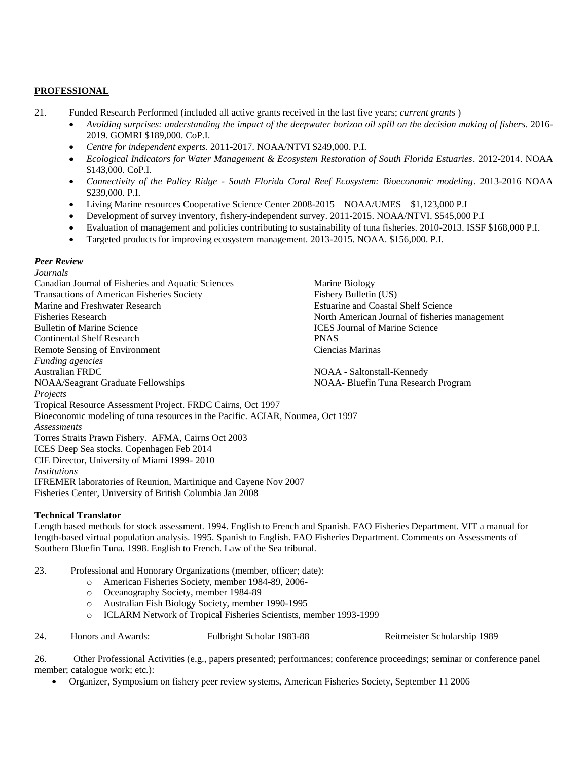**PROFESSIONAL**

21. Funded Research Performed (included all active grants received in the last five years; *current grants* )
    - *Avoiding surprises: understanding the impact of the deepwater horizon oil spill on the decision making of fishers*. 2016-2019. GOMRI $189,000. CoP.I.
    - *Centre for independent experts*. 2011-2017. NOAA/NTVI $249,000. P.I.
    - *Ecological Indicators for Water Management & Ecosystem Restoration of South Florida Estuaries*. 2012-2014. NOAA $143,000. CoP.I.
    - *Connectivity of the Pulley Ridge - South Florida Coral Reef Ecosystem: Bioeconomic modeling*. 2013-2016 NOAA $239,000. P.I.
    - Living Marine resources Cooperative Science Center 2008-2015 – NOAA/UMES – $1,123,000 P.I
    - Development of survey inventory, fishery-independent survey. 2011-2015. NOAA/NTVI. $545,000 P.I
    - Evaluation of management and policies contributing to sustainability of tuna fisheries. 2010-2013. ISSF $168,000 P.I.
    - Targeted products for improving ecosystem management. 2013-2015. NOAA. $156,000. P.I.

***Peer Review***

*Journals*

Canadian Journal of Fisheries and Aquatic Sciences
Transactions of American Fisheries Society
Marine and Freshwater Research
Fisheries Research
Bulletin of Marine Science
Continental Shelf Research
Remote Sensing of Environment
Marine Biology
Fishery Bulletin (US)
Estuarine and Coastal Shelf Science
North American Journal of fisheries management
ICES Journal of Marine Science
PNAS
Ciencias Marinas

*Funding agencies*

Australian FRDC
NOAA/Seagrant Graduate Fellowships
NOAA - Saltonstall-Kennedy
NOAA- Bluefin Tuna Research Program

*Projects*

Tropical Resource Assessment Project. FRDC Cairns, Oct 1997
Bioeconomic modeling of tuna resources in the Pacific. ACIAR, Noumea, Oct 1997

*Assessments*

Torres Straits Prawn Fishery. AFMA, Cairns Oct 2003
ICES Deep Sea stocks. Copenhagen Feb 2014
CIE Director, University of Miami 1999- 2010

*Institutions*

IFREMER laboratories of Reunion, Martinique and Cayene Nov 2007
Fisheries Center, University of British Columbia Jan 2008

**Technical Translator**

Length based methods for stock assessment. 1994. English to French and Spanish. FAO Fisheries Department. VIT a manual for length-based virtual population analysis. 1995. Spanish to English. FAO Fisheries Department. Comments on Assessments of Southern Bluefin Tuna. 1998. English to French. Law of the Sea tribunal.

23. Professional and Honorary Organizations (member, officer; date):
    - American Fisheries Society, member 1984-89, 2006-
    - Oceanography Society, member 1984-89
    - Australian Fish Biology Society, member 1990-1995
    - ICLARM Network of Tropical Fisheries Scientists, member 1993-1999

24. Honors and Awards: Fulbright Scholar 1983-88 Reitmeister Scholarship 1989

26. Other Professional Activities (e.g., papers presented; performances; conference proceedings; seminar or conference panel member; catalogue work; etc.):
    - Organizer, Symposium on fishery peer review systems, American Fisheries Society, September 11 2006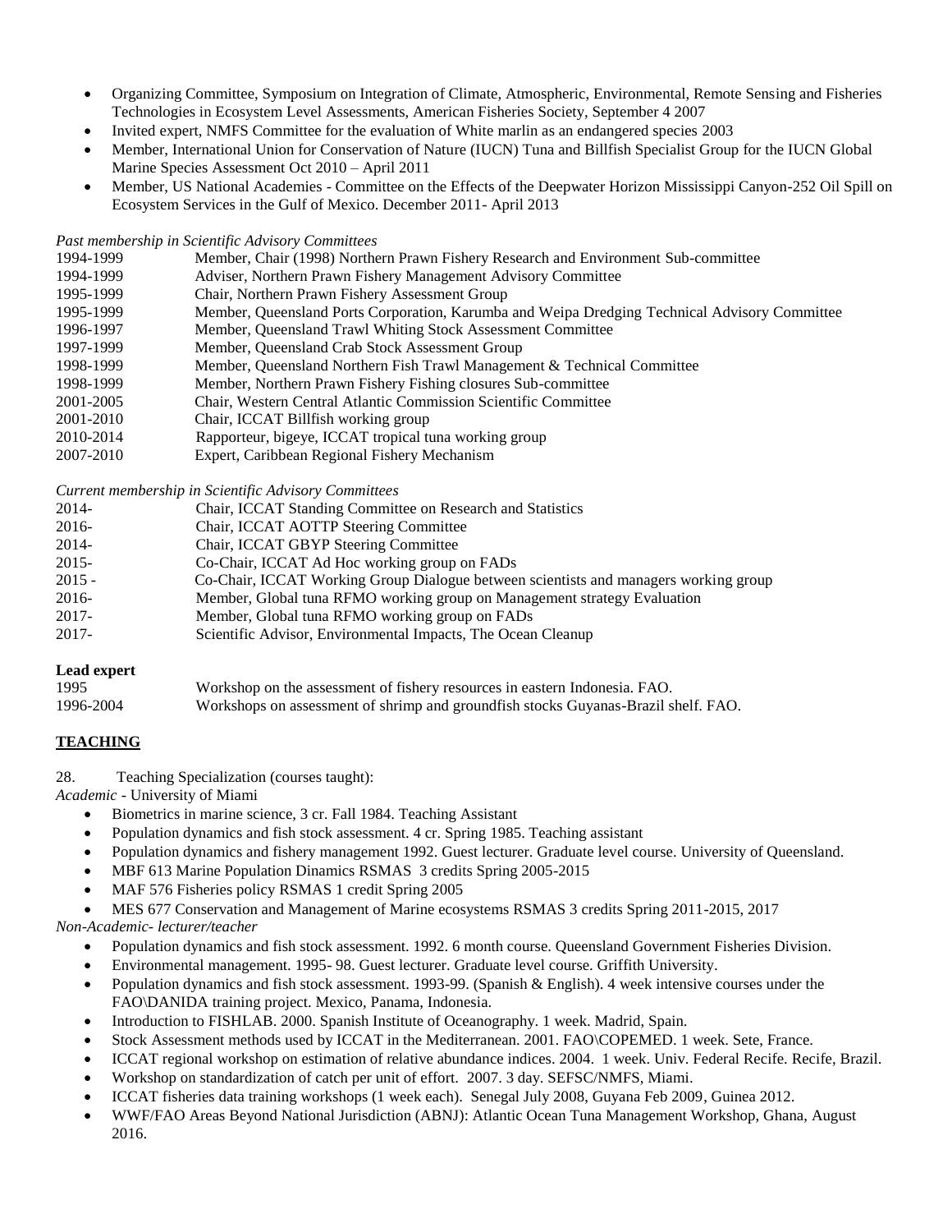- Organizing Committee, Symposium on Integration of Climate, Atmospheric, Environmental, Remote Sensing and Fisheries Technologies in Ecosystem Level Assessments, American Fisheries Society, September 4 2007
- Invited expert, NMFS Committee for the evaluation of White marlin as an endangered species 2003
- Member, International Union for Conservation of Nature (IUCN) Tuna and Billfish Specialist Group for the IUCN Global Marine Species Assessment Oct 2010 – April 2011
- Member, US National Academies - Committee on the Effects of the Deepwater Horizon Mississippi Canyon-252 Oil Spill on Ecosystem Services in the Gulf of Mexico. December 2011- April 2013

*Past membership in Scientific Advisory Committees*

| | |
|---|---|
| 1994-1999 | Member, Chair (1998) Northern Prawn Fishery Research and Environment Sub-committee |
| 1994-1999 | Adviser, Northern Prawn Fishery Management Advisory Committee |
| 1995-1999 | Chair, Northern Prawn Fishery Assessment Group |
| 1995-1999 | Member, Queensland Ports Corporation, Karumba and Weipa Dredging Technical Advisory Committee |
| 1996-1997 | Member, Queensland Trawl Whiting Stock Assessment Committee |
| 1997-1999 | Member, Queensland Crab Stock Assessment Group |
| 1998-1999 | Member, Queensland Northern Fish Trawl Management & Technical Committee |
| 1998-1999 | Member, Northern Prawn Fishery Fishing closures Sub-committee |
| 2001-2005 | Chair, Western Central Atlantic Commission Scientific Committee |
| 2001-2010 | Chair, ICCAT Billfish working group |
| 2010-2014 | Rapporteur, bigeye, ICCAT tropical tuna working group |
| 2007-2010 | Expert, Caribbean Regional Fishery Mechanism |

*Current membership in Scientific Advisory Committees*

| | |
|---|---|
| 2014- | Chair, ICCAT Standing Committee on Research and Statistics |
| 2016- | Chair, ICCAT AOTTP Steering Committee |
| 2014- | Chair, ICCAT GBYP Steering Committee |
| 2015- | Co-Chair, ICCAT Ad Hoc working group on FADs |
| 2015 - | Co-Chair, ICCAT Working Group Dialogue between scientists and managers working group |
| 2016- | Member, Global tuna RFMO working group on Management strategy Evaluation |
| 2017- | Member, Global tuna RFMO working group on FADs |
| 2017- | Scientific Advisor, Environmental Impacts, The Ocean Cleanup |

**Lead expert**

| | |
|---|---|
| 1995 | Workshop on the assessment of fishery resources in eastern Indonesia. FAO. |
| 1996-2004 | Workshops on assessment of shrimp and groundfish stocks Guyanas-Brazil shelf. FAO. |

## **TEACHING**

28. Teaching Specialization (courses taught):

*Academic* - University of Miami

- Biometrics in marine science, 3 cr. Fall 1984. Teaching Assistant
- Population dynamics and fish stock assessment. 4 cr. Spring 1985. Teaching assistant
- Population dynamics and fishery management 1992. Guest lecturer. Graduate level course. University of Queensland.
- MBF 613 Marine Population Dinamics RSMAS 3 credits Spring 2005-2015
- MAF 576 Fisheries policy RSMAS 1 credit Spring 2005
- MES 677 Conservation and Management of Marine ecosystems RSMAS 3 credits Spring 2011-2015, 2017

*Non-Academic- lecturer/teacher*

- Population dynamics and fish stock assessment. 1992. 6 month course. Queensland Government Fisheries Division.
- Environmental management. 1995- 98. Guest lecturer. Graduate level course. Griffith University.
- Population dynamics and fish stock assessment. 1993-99. (Spanish & English). 4 week intensive courses under the FAO\DANIDA training project. Mexico, Panama, Indonesia.
- Introduction to FISHLAB. 2000. Spanish Institute of Oceanography. 1 week. Madrid, Spain.
- Stock Assessment methods used by ICCAT in the Mediterranean. 2001. FAO\COPEMED. 1 week. Sete, France.
- ICCAT regional workshop on estimation of relative abundance indices. 2004. 1 week. Univ. Federal Recife. Recife, Brazil.
- Workshop on standardization of catch per unit of effort. 2007. 3 day. SEFSC/NMFS, Miami.
- ICCAT fisheries data training workshops (1 week each). Senegal July 2008, Guyana Feb 2009, Guinea 2012.
- WWF/FAO Areas Beyond National Jurisdiction (ABNJ): Atlantic Ocean Tuna Management Workshop, Ghana, August 2016.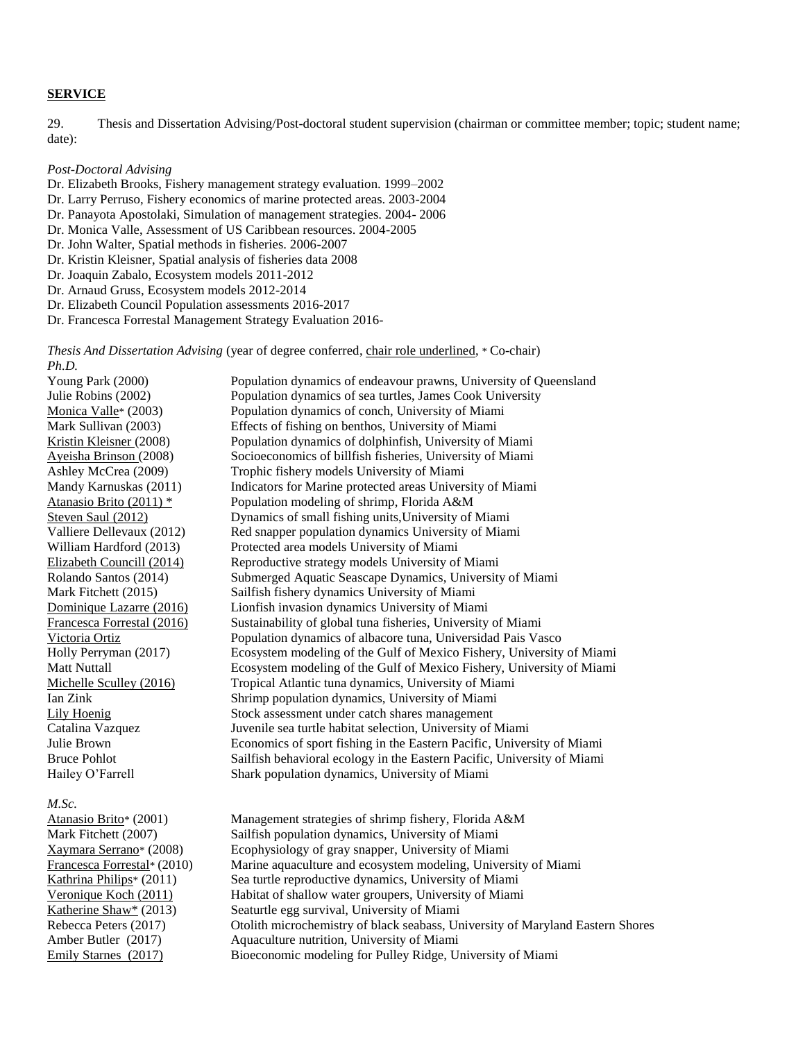## **SERVICE**

29. Thesis and Dissertation Advising/Post-doctoral student supervision (chairman or committee member; topic; student name; date):

*Post-Doctoral Advising*

Dr. Elizabeth Brooks, Fishery management strategy evaluation. 1999–2002
Dr. Larry Perruso, Fishery economics of marine protected areas. 2003-2004
Dr. Panayota Apostolaki, Simulation of management strategies. 2004- 2006
Dr. Monica Valle, Assessment of US Caribbean resources. 2004-2005
Dr. John Walter, Spatial methods in fisheries. 2006-2007
Dr. Kristin Kleisner, Spatial analysis of fisheries data 2008
Dr. Joaquin Zabalo, Ecosystem models 2011-2012
Dr. Arnaud Gruss, Ecosystem models 2012-2014
Dr. Elizabeth Council Population assessments 2016-2017
Dr. Francesca Forrestal Management Strategy Evaluation 2016-

*Thesis And Dissertation Advising* (year of degree conferred, <u>chair role underlined</u>, * Co-chair)

*Ph.D.*

| | |
|---|---|
| Young Park (2000) | Population dynamics of endeavour prawns, University of Queensland |
| Julie Robins (2002) | Population dynamics of sea turtles, James Cook University |
| <u>Monica Valle</u>* (2003) | Population dynamics of conch, University of Miami |
| Mark Sullivan (2003) | Effects of fishing on benthos, University of Miami |
| <u>Kristin Kleisner</u> (2008) | Population dynamics of dolphinfish, University of Miami |
| <u>Ayeisha Brinson</u> (2008) | Socioeconomics of billfish fisheries, University of Miami |
| Ashley McCrea (2009) | Trophic fishery models University of Miami |
| Mandy Karnuskas (2011) | Indicators for Marine protected areas University of Miami |
| <u>Atanasio Brito (2011) *</u> | Population modeling of shrimp, Florida A&M |
| <u>Steven Saul (2012)</u> | Dynamics of small fishing units,University of Miami |
| Valliere Dellevaux (2012) | Red snapper population dynamics University of Miami |
| William Hardford (2013) | Protected area models University of Miami |
| <u>Elizabeth Councill (2014)</u> | Reproductive strategy models University of Miami |
| Rolando Santos (2014) | Submerged Aquatic Seascape Dynamics, University of Miami |
| Mark Fitchett (2015) | Sailfish fishery dynamics University of Miami |
| <u>Dominique Lazarre (2016)</u> | Lionfish invasion dynamics University of Miami |
| <u>Francesca Forrestal (2016)</u> | Sustainability of global tuna fisheries, University of Miami |
| <u>Victoria Ortiz</u> | Population dynamics of albacore tuna, Universidad Pais Vasco |
| Holly Perryman (2017) | Ecosystem modeling of the Gulf of Mexico Fishery, University of Miami |
| Matt Nuttall | Ecosystem modeling of the Gulf of Mexico Fishery, University of Miami |
| <u>Michelle Sculley (2016)</u> | Tropical Atlantic tuna dynamics, University of Miami |
| Ian Zink | Shrimp population dynamics, University of Miami |
| <u>Lily Hoenig</u> | Stock assessment under catch shares management |
| Catalina Vazquez | Juvenile sea turtle habitat selection, University of Miami |
| Julie Brown | Economics of sport fishing in the Eastern Pacific, University of Miami |
| Bruce Pohlot | Sailfish behavioral ecology in the Eastern Pacific, University of Miami |
| Hailey O'Farrell | Shark population dynamics, University of Miami |

*M.Sc.*

| | |
|---|---|
| <u>Atanasio Brito</u>* (2001) | Management strategies of shrimp fishery, Florida A&M |
| Mark Fitchett (2007) | Sailfish population dynamics, University of Miami |
| <u>Xaymara Serrano</u>* (2008) | Ecophysiology of gray snapper, University of Miami |
| <u>Francesca Forrestal</u>* (2010) | Marine aquaculture and ecosystem modeling, University of Miami |
| <u>Kathrina Philips</u>* (2011) | Sea turtle reproductive dynamics, University of Miami |
| <u>Veronique Koch (2011)</u> | Habitat of shallow water groupers, University of Miami |
| <u>Katherine Shaw*</u> (2013) | Seaturtle egg survival, University of Miami |
| Rebecca Peters (2017) | Otolith microchemistry of black seabass, University of Maryland Eastern Shores |
| Amber Butler (2017) | Aquaculture nutrition, University of Miami |
| <u>Emily Starnes (2017)</u> | Bioeconomic modeling for Pulley Ridge, University of Miami |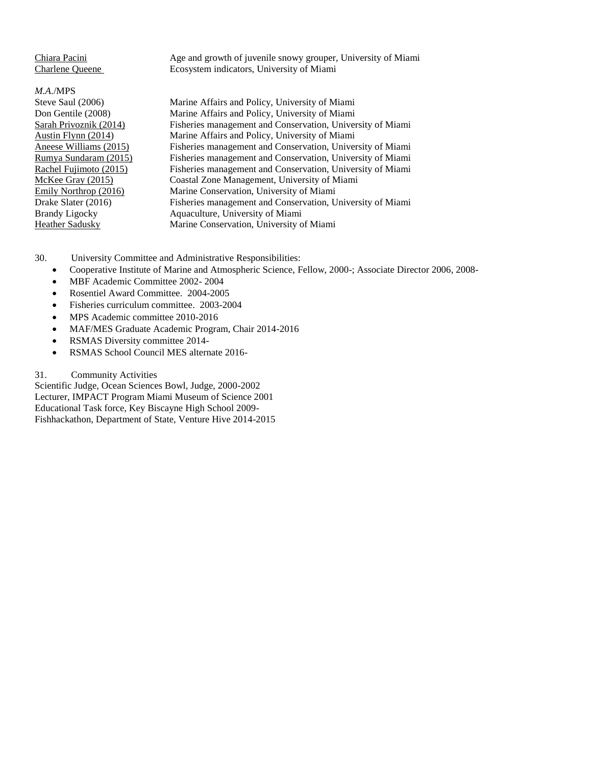| | |
|---|---|
| Chiara Pacini | Age and growth of juvenile snowy grouper, University of Miami |
| Charlene Queene | Ecosystem indicators, University of Miami |

*M.A.*/MPS

| | |
|---|---|
| Steve Saul (2006) | Marine Affairs and Policy, University of Miami |
| Don Gentile (2008) | Marine Affairs and Policy, University of Miami |
| Sarah Privoznik (2014) | Fisheries management and Conservation, University of Miami |
| Austin Flynn (2014) | Marine Affairs and Policy, University of Miami |
| Aneese Williams (2015) | Fisheries management and Conservation, University of Miami |
| Rumya Sundaram (2015) | Fisheries management and Conservation, University of Miami |
| Rachel Fujimoto (2015) | Fisheries management and Conservation, University of Miami |
| McKee Gray (2015) | Coastal Zone Management, University of Miami |
| Emily Northrop (2016) | Marine Conservation, University of Miami |
| Drake Slater (2016) | Fisheries management and Conservation, University of Miami |
| Brandy Ligocky | Aquaculture, University of Miami |
| Heather Sadusky | Marine Conservation, University of Miami |

30. University Committee and Administrative Responsibilities:

- Cooperative Institute of Marine and Atmospheric Science, Fellow, 2000-; Associate Director 2006, 2008-
- MBF Academic Committee 2002- 2004
- Rosentiel Award Committee. 2004-2005
- Fisheries curriculum committee. 2003-2004
- MPS Academic committee 2010-2016
- MAF/MES Graduate Academic Program, Chair 2014-2016
- RSMAS Diversity committee 2014-
- RSMAS School Council MES alternate 2016-

31. Community Activities

Scientific Judge, Ocean Sciences Bowl, Judge, 2000-2002
Lecturer, IMPACT Program Miami Museum of Science 2001
Educational Task force, Key Biscayne High School 2009-
Fishhackathon, Department of State, Venture Hive 2014-2015